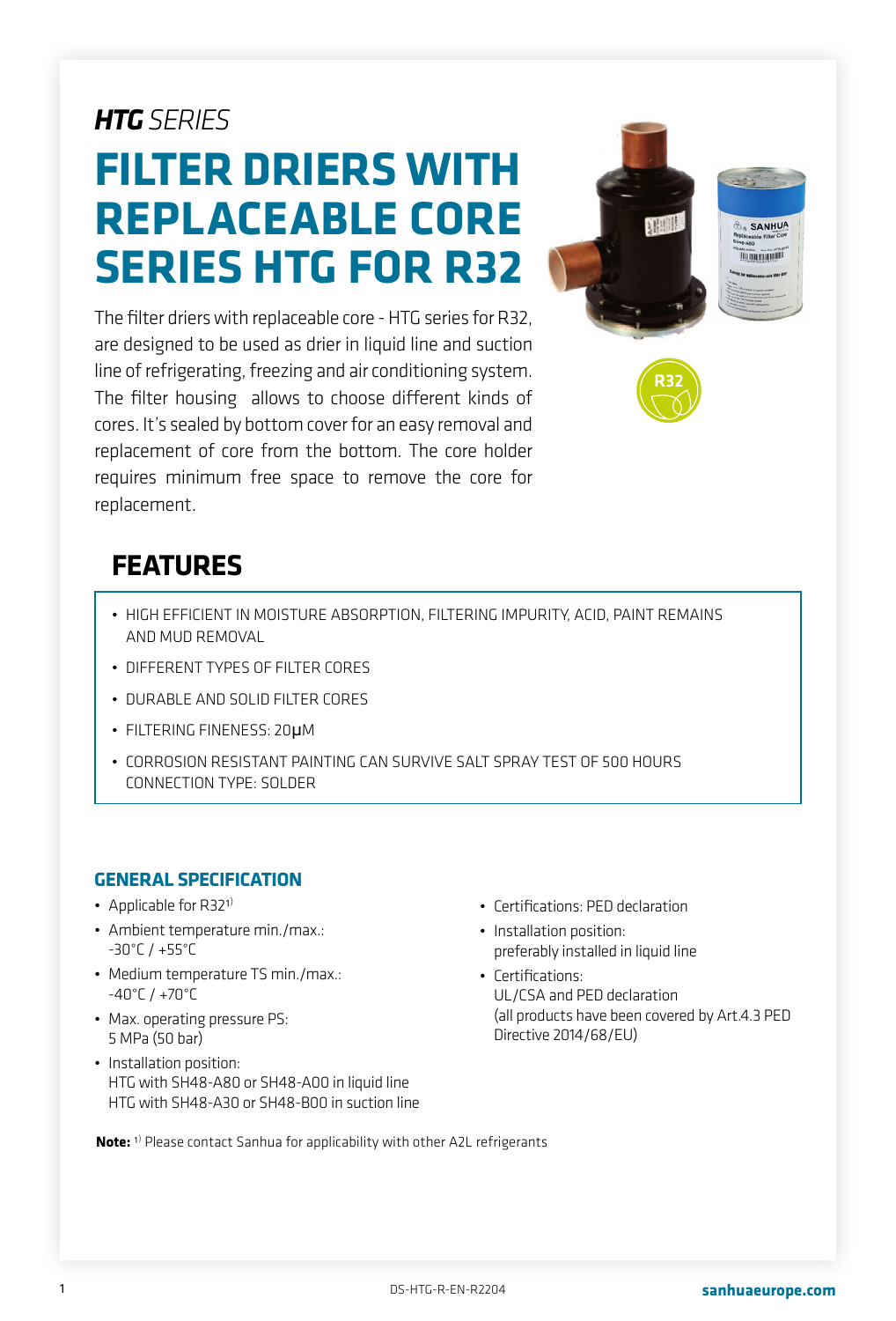*HTG* *SERIES*

# FILTER DRIERS WITH REPLACEABLE CORE SERIES HTG FOR R32

The filter driers with replaceable core - HTG series for R32, are designed to be used as drier in liquid line and suction line of refrigerating, freezing and air conditioning system. The filter housing allows to choose different kinds of cores. It's sealed by bottom cover for an easy removal and replacement of core from the bottom. The core holder requires minimum free space to remove the core for replacement.

## FEATURES

- HIGH EFFICIENT IN MOISTURE ABSORPTION, FILTERING IMPURITY, ACID, PAINT REMAINS AND MUD REMOVAL
- DIFFERENT TYPES OF FILTER CORES
- DURABLE AND SOLID FILTER CORES
- FILTERING FINENESS: 20μM
- CORROSION RESISTANT PAINTING CAN SURVIVE SALT SPRAY TEST OF 500 HOURS CONNECTION TYPE: SOLDER

### GENERAL SPECIFICATION

- Applicable for R32[1)]
- Ambient temperature min./max.: -30°C / +55°C
- Medium temperature TS min./max.: -40°C / +70°C
- Max. operating pressure PS: 5 MPa (50 bar)
- Installation position: HTG with SH48-A80 or SH48-A00 in liquid line HTG with SH48-A30 or SH48-B00 in suction line
- Certifications: PED declaration
- Installation position: preferably installed in liquid line
- Certifications: UL/CSA and PED declaration (all products have been covered by Art.4.3 PED Directive 2014/68/EU)

**Note:** [1)] Please contact Sanhua for applicability with other A2L refrigerants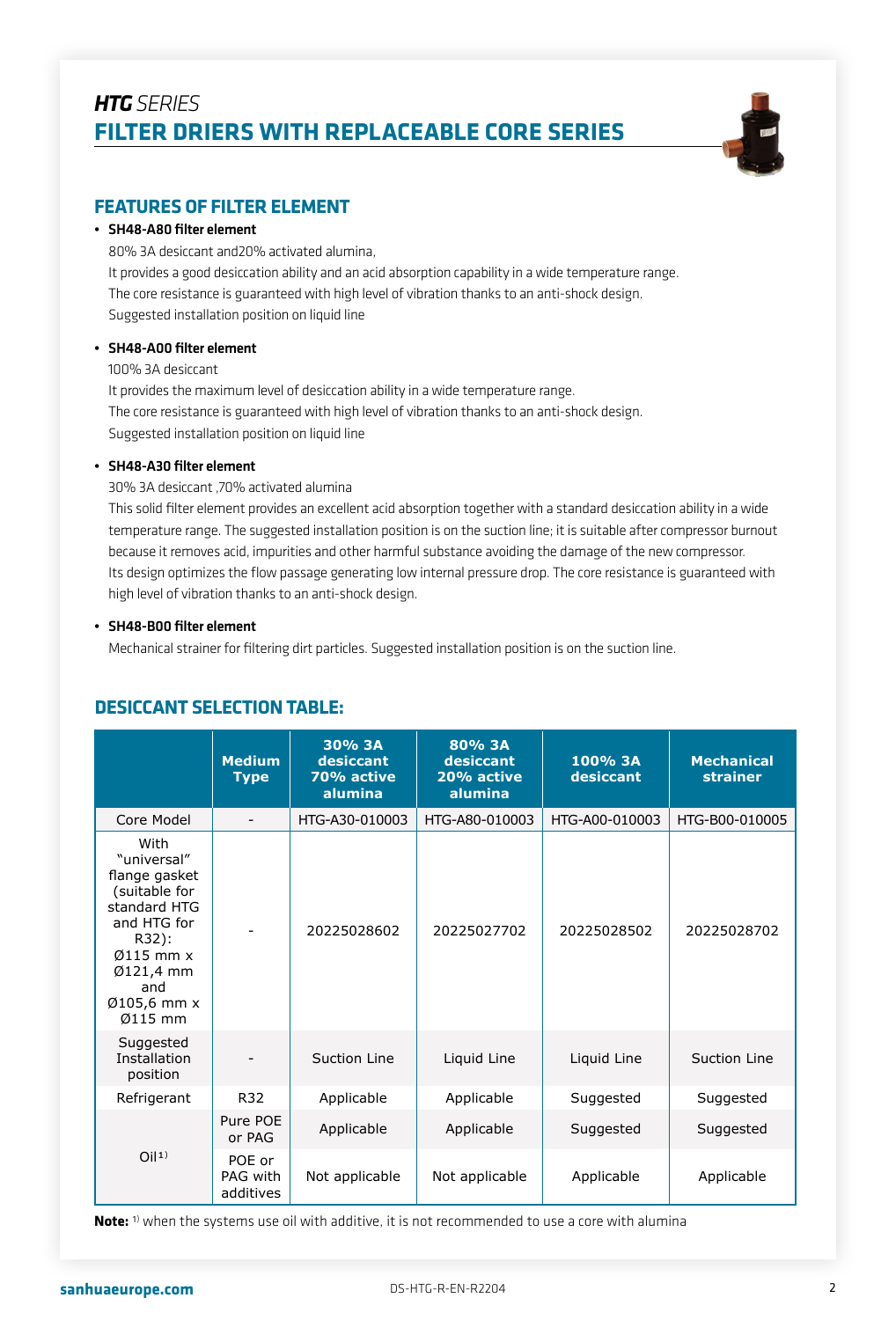# ***HTG*** *SERIES*
# FILTER DRIERS WITH REPLACEABLE CORE SERIES

## FEATURES OF FILTER ELEMENT

- **SH48-A80 filter element**

  80% 3A desiccant and20% activated alumina,
  It provides a good desiccation ability and an acid absorption capability in a wide temperature range.
  The core resistance is guaranteed with high level of vibration thanks to an anti-shock design.
  Suggested installation position on liquid line

- **SH48-A00 filter element**

  100% 3A desiccant
  It provides the maximum level of desiccation ability in a wide temperature range.
  The core resistance is guaranteed with high level of vibration thanks to an anti-shock design.
  Suggested installation position on liquid line

- **SH48-A30 filter element**

  30% 3A desiccant ,70% activated alumina
  This solid filter element provides an excellent acid absorption together with a standard desiccation ability in a wide temperature range. The suggested installation position is on the suction line; it is suitable after compressor burnout because it removes acid, impurities and other harmful substance avoiding the damage of the new compressor.
  Its design optimizes the flow passage generating low internal pressure drop. The core resistance is guaranteed with high level of vibration thanks to an anti-shock design.

- **SH48-B00 filter element**

  Mechanical strainer for filtering dirt particles. Suggested installation position is on the suction line.

## DESICCANT SELECTION TABLE:

| | Medium Type | 30% 3A desiccant 70% active alumina | 80% 3A desiccant 20% active alumina | 100% 3A desiccant | Mechanical strainer |
|---|---|---|---|---|---|
| Core Model | - | HTG-A30-010003 | HTG-A80-010003 | HTG-A00-010003 | HTG-B00-010005 |
| With "universal" flange gasket (suitable for standard HTG and HTG for R32): Ø115 mm x Ø121,4 mm and Ø105,6 mm x Ø115 mm | - | 20225028602 | 20225027702 | 20225028502 | 20225028702 |
| Suggested Installation position | - | Suction Line | Liquid Line | Liquid Line | Suction Line |
| Refrigerant | R32 | Applicable | Applicable | Suggested | Suggested |
| Oil[1] | Pure POE or PAG | Applicable | Applicable | Suggested | Suggested |
| | POE or PAG with additives | Not applicable | Not applicable | Applicable | Applicable |

**Note:** [1] when the systems use oil with additive, it is not recommended to use a core with alumina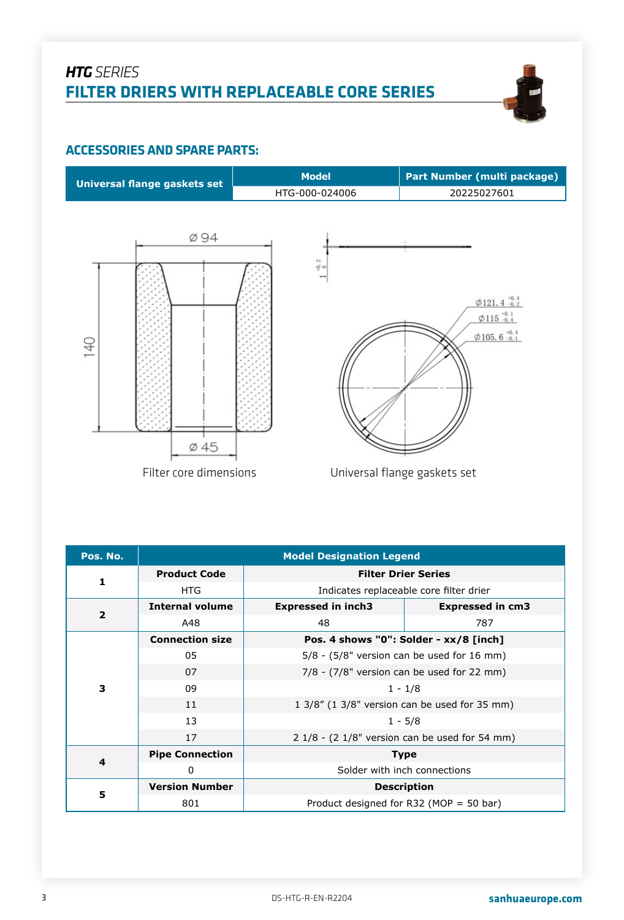*HTG* SERIES

# FILTER DRIERS WITH REPLACEABLE CORE SERIES

## ACCESSORIES AND SPARE PARTS:

| Universal flange gaskets set | Model | Part Number (multi package) |
|---|---|---|
| | HTG-000-024006 | 20225027601 |

Ø 94

140

Ø 45

Filter core dimensions

$1^{+0.2}_{0}$

$\varnothing 121.4^{+0.4}_{-0.2}$

$\varnothing 115^{+0.1}_{-0.4}$

$\varnothing 105.6^{+0.4}_{-0.1}$

Universal flange gaskets set

| Pos. No. | Model Designation Legend | | |
|---|---|---|---|
| 1 | **Product Code** | **Filter Drier Series** | |
| | HTG | Indicates replaceable core filter drier | |
| 2 | **Internal volume** | **Expressed in inch3** | **Expressed in cm3** |
| | A48 | 48 | 787 |
| 3 | **Connection size** | **Pos. 4 shows "0": Solder - xx/8 [inch]** | |
| | 05 | 5/8 - (5/8" version can be used for 16 mm) | |
| | 07 | 7/8 - (7/8" version can be used for 22 mm) | |
| | 09 | 1 - 1/8 | |
| | 11 | 1 3/8” (1 3/8" version can be used for 35 mm) | |
| | 13 | 1 - 5/8 | |
| | 17 | 2 1/8 - (2 1/8" version can be used for 54 mm) | |
| 4 | **Pipe Connection** | **Type** | |
| | 0 | Solder with inch connections | |
| 5 | **Version Number** | **Description** | |
| | 801 | Product designed for R32 (MOP = 50 bar) | |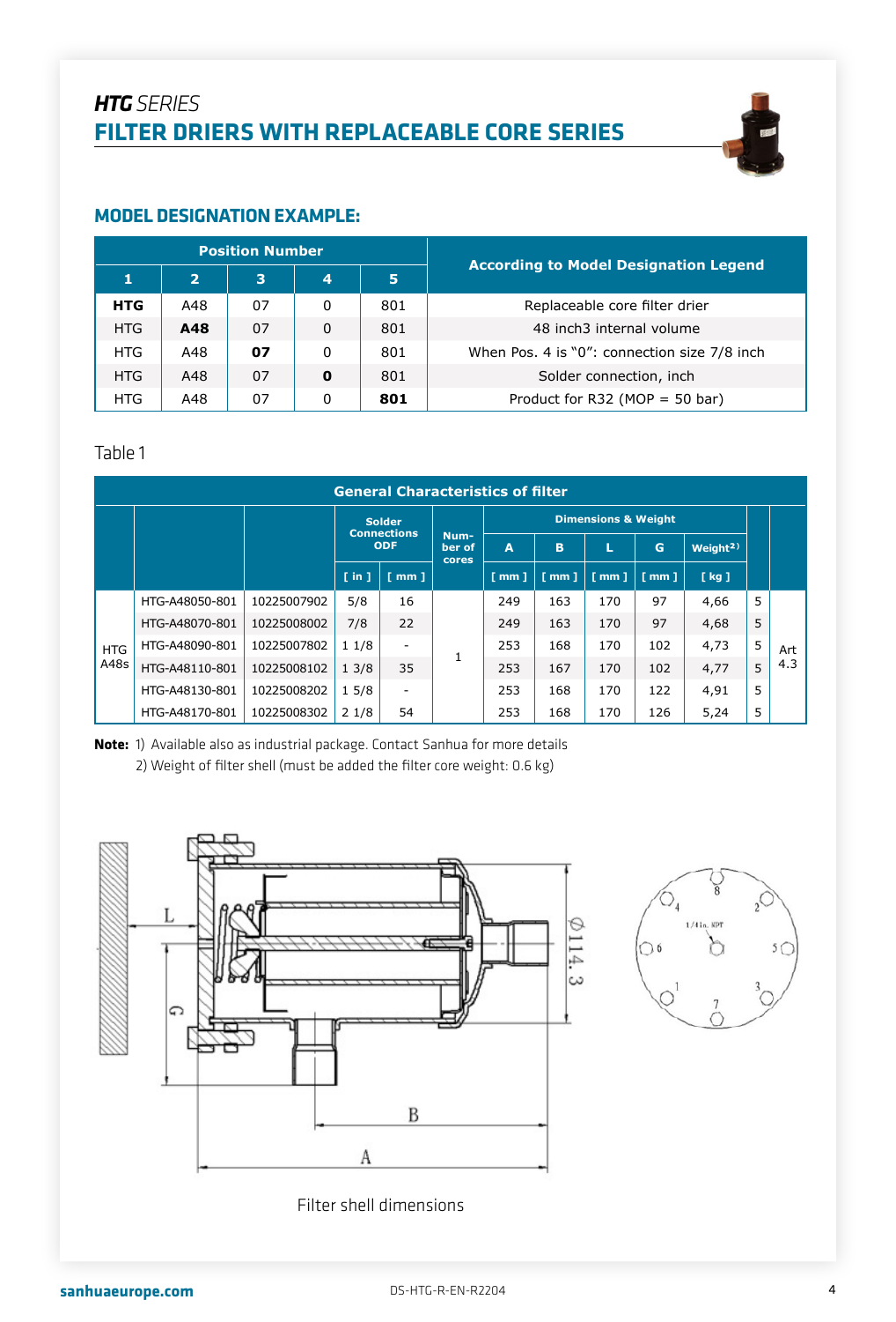*HTG* SERIES

# FILTER DRIERS WITH REPLACEABLE CORE SERIES

## MODEL DESIGNATION EXAMPLE:

| Position Number | | | | | According to Model Designation Legend |
|---|---|---|---|---|---|
| 1 | 2 | 3 | 4 | 5 | |
| **HTG** | A48 | 07 | 0 | 801 | Replaceable core filter drier |
| HTG | **A48** | 07 | 0 | 801 | 48 inch3 internal volume |
| HTG | A48 | **07** | 0 | 801 | When Pos. 4 is "0": connection size 7/8 inch |
| HTG | A48 | 07 | **0** | 801 | Solder connection, inch |
| HTG | A48 | 07 | 0 | **801** | Product for R32 (MOP = 50 bar) |

Table 1

| General Characteristics of filter | | | | | | | | | | | | | |
|---|---|---|---|---|---|---|---|---|---|---|---|---|---|
| | | | Solder Connections ODF | | Number of cores | Dimensions & Weight | | | | | | |
| | | | [ in ] | [ mm ] | | A [ mm ] | B [ mm ] | L [ mm ] | G [ mm ] | Weight[2] [ kg ] | | |
| HTG A48s | HTG-A48050-801 | 10225007902 | 5/8 | 16 | 1 | 249 | 163 | 170 | 97 | 4,66 | 5 | Art 4.3 |
| | HTG-A48070-801 | 10225008002 | 7/8 | 22 | | 249 | 163 | 170 | 97 | 4,68 | 5 | |
| | HTG-A48090-801 | 10225007802 | 1 1/8 | - | | 253 | 168 | 170 | 102 | 4,73 | 5 | |
| | HTG-A48110-801 | 10225008102 | 1 3/8 | 35 | | 253 | 167 | 170 | 102 | 4,77 | 5 | |
| | HTG-A48130-801 | 10225008202 | 1 5/8 | - | | 253 | 168 | 170 | 122 | 4,91 | 5 | |
| | HTG-A48170-801 | 10225008302 | 2 1/8 | 54 | | 253 | 168 | 170 | 126 | 5,24 | 5 | |

**Note:** 1) Available also as industrial package. Contact Sanhua for more details
2) Weight of filter shell (must be added the filter core weight: 0.6 kg)

Filter shell dimensions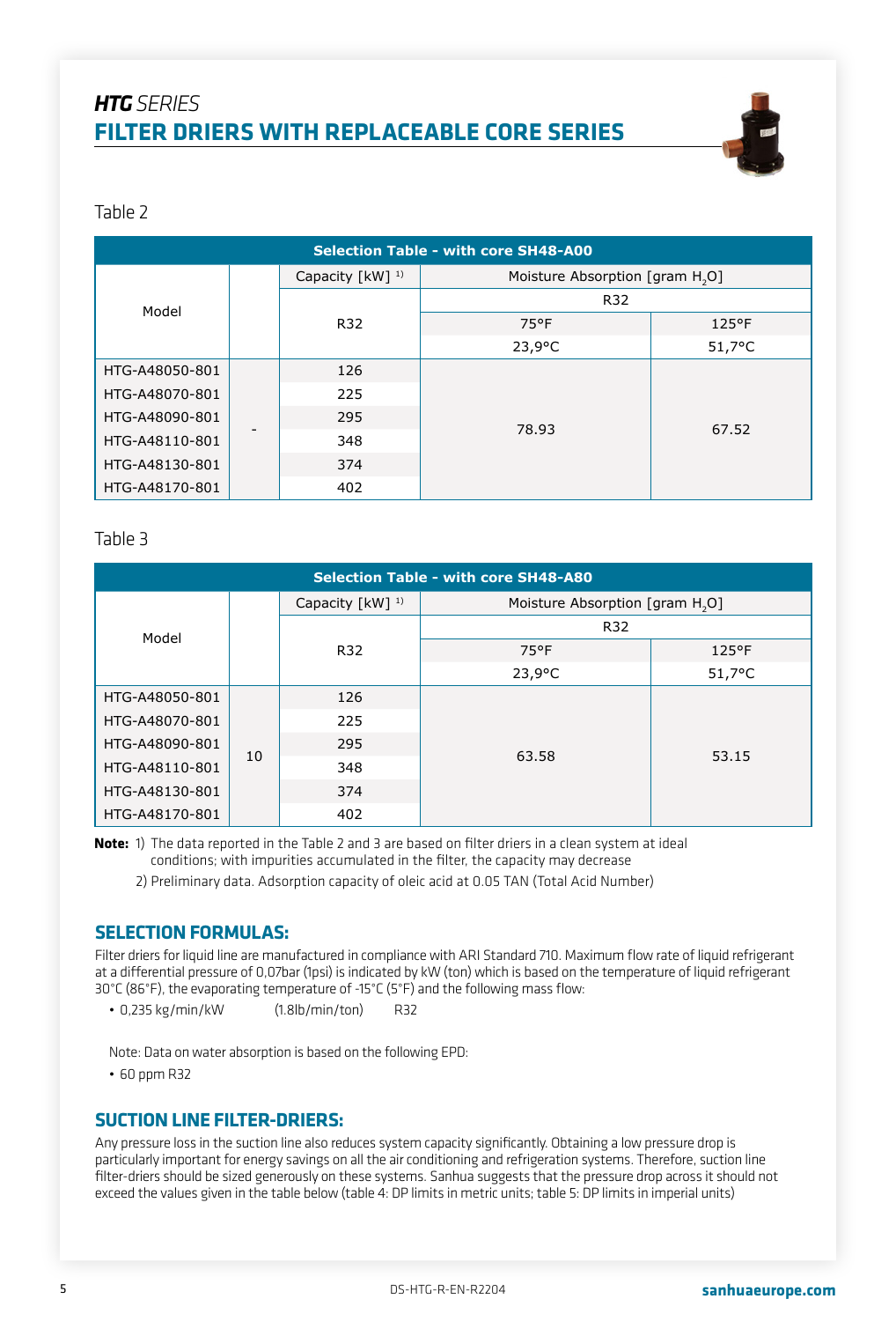## *HTG SERIES*
## FILTER DRIERS WITH REPLACEABLE CORE SERIES

Table 2

| Selection Table - with core SH48-A00 | | | | |
|---|---|---|---|---|
| Model | | Capacity [kW] 1) | Moisture Absorption [gram $H_2O$] | |
| | | R32 | R32 | |
| | | | 75°F | 125°F |
| | | | 23,9°C | 51,7°C |
| HTG-A48050-801 | - | 126 | 78.93 | 67.52 |
| HTG-A48070-801 | | 225 | | |
| HTG-A48090-801 | | 295 | | |
| HTG-A48110-801 | | 348 | | |
| HTG-A48130-801 | | 374 | | |
| HTG-A48170-801 | | 402 | | |

Table 3

| Selection Table - with core SH48-A80 | | | | |
|---|---|---|---|---|
| Model | | Capacity [kW] 1) | Moisture Absorption [gram $H_2O$] | |
| | | R32 | R32 | |
| | | | 75°F | 125°F |
| | | | 23,9°C | 51,7°C |
| HTG-A48050-801 | 10 | 126 | 63.58 | 53.15 |
| HTG-A48070-801 | | 225 | | |
| HTG-A48090-801 | | 295 | | |
| HTG-A48110-801 | | 348 | | |
| HTG-A48130-801 | | 374 | | |
| HTG-A48170-801 | | 402 | | |

**Note:** 1) The data reported in the Table 2 and 3 are based on filter driers in a clean system at ideal conditions; with impurities accumulated in the filter, the capacity may decrease

2) Preliminary data. Adsorption capacity of oleic acid at 0.05 TAN (Total Acid Number)

### SELECTION FORMULAS:

Filter driers for liquid line are manufactured in compliance with ARI Standard 710. Maximum flow rate of liquid refrigerant at a differential pressure of 0,07bar (1psi) is indicated by kW (ton) which is based on the temperature of liquid refrigerant 30°C (86°F), the evaporating temperature of -15°C (5°F) and the following mass flow:

- 0,235 kg/min/kW (1.8lb/min/ton) R32

Note: Data on water absorption is based on the following EPD:

- 60 ppm R32

### SUCTION LINE FILTER-DRIERS:

Any pressure loss in the suction line also reduces system capacity significantly. Obtaining a low pressure drop is particularly important for energy savings on all the air conditioning and refrigeration systems. Therefore, suction line filter-driers should be sized generously on these systems. Sanhua suggests that the pressure drop across it should not exceed the values given in the table below (table 4: DP limits in metric units; table 5: DP limits in imperial units)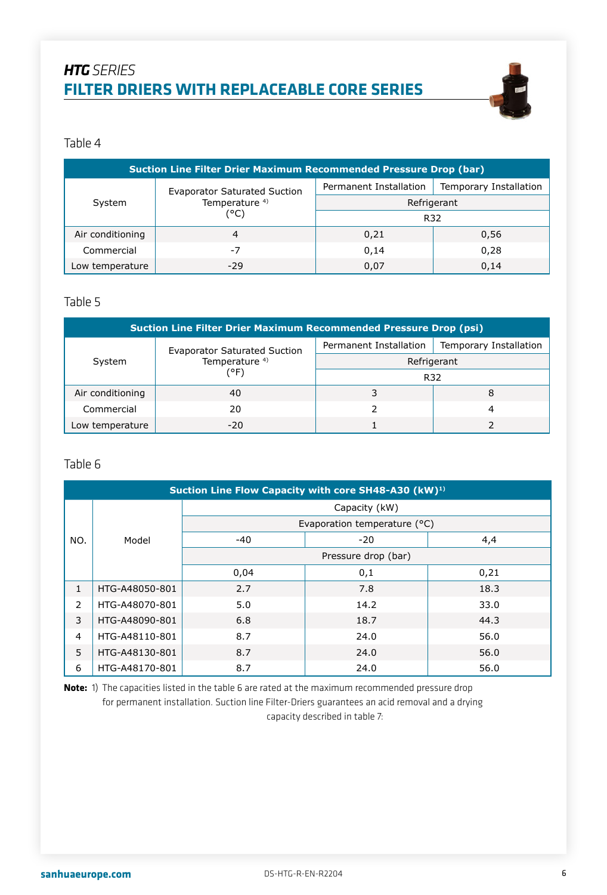## *HTG* SERIES
## FILTER DRIERS WITH REPLACEABLE CORE SERIES

Table 4

| Suction Line Filter Drier Maximum Recommended Pressure Drop (bar) | | | |
|---|---|---|---|
| System | Evaporator Saturated Suction Temperature 4) (°C) | Permanent Installation | Temporary Installation |
| | | Refrigerant | |
| | | R32 | |
| Air conditioning | 4 | 0,21 | 0,56 |
| Commercial | -7 | 0,14 | 0,28 |
| Low temperature | -29 | 0,07 | 0,14 |

Table 5

| Suction Line Filter Drier Maximum Recommended Pressure Drop (psi) | | | |
|---|---|---|---|
| System | Evaporator Saturated Suction Temperature 4) (°F) | Permanent Installation | Temporary Installation |
| | | Refrigerant | |
| | | R32 | |
| Air conditioning | 40 | 3 | 8 |
| Commercial | 20 | 2 | 4 |
| Low temperature | -20 | 1 | 2 |

Table 6

| Suction Line Flow Capacity with core SH48-A30 (kW)1) | | | | |
|---|---|---|---|---|
| NO. | Model | Capacity (kW) | | |
| | | Evaporation temperature (°C) | | |
| | | -40 | -20 | 4,4 |
| | | Pressure drop (bar) | | |
| | | 0,04 | 0,1 | 0,21 |
| 1 | HTG-A48050-801 | 2.7 | 7.8 | 18.3 |
| 2 | HTG-A48070-801 | 5.0 | 14.2 | 33.0 |
| 3 | HTG-A48090-801 | 6.8 | 18.7 | 44.3 |
| 4 | HTG-A48110-801 | 8.7 | 24.0 | 56.0 |
| 5 | HTG-A48130-801 | 8.7 | 24.0 | 56.0 |
| 6 | HTG-A48170-801 | 8.7 | 24.0 | 56.0 |

**Note:** 1) The capacities listed in the table 6 are rated at the maximum recommended pressure drop for permanent installation. Suction line Filter-Driers guarantees an acid removal and a drying capacity described in table 7: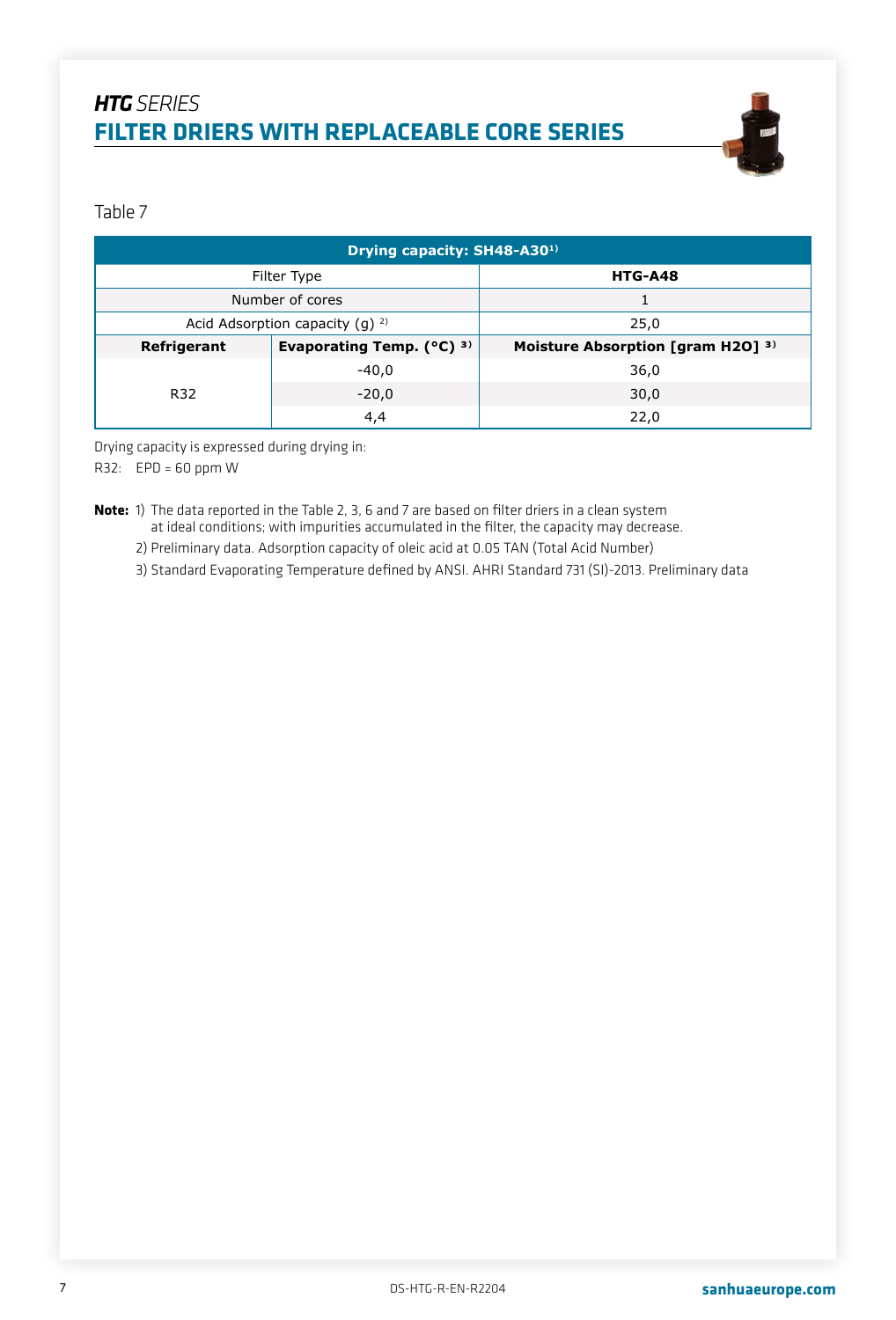# *HTG* SERIES
## FILTER DRIERS WITH REPLACEABLE CORE SERIES

Table 7

| Drying capacity: SH48-A30[1] | | |
|---|---|---|
| Filter Type | | **HTG-A48** |
| Number of cores | | 1 |
| Acid Adsorption capacity (g) [2] | | 25,0 |
| **Refrigerant** | **Evaporating Temp. (°C) [3]** | **Moisture Absorption [gram H2O] [3]** |
| R32 | -40,0 | 36,0 |
| | -20,0 | 30,0 |
| | 4,4 | 22,0 |

Drying capacity is expressed during drying in:

R32: EPD = 60 ppm W

**Note:** 1) The data reported in the Table 2, 3, 6 and 7 are based on filter driers in a clean system at ideal conditions; with impurities accumulated in the filter, the capacity may decrease.

2) Preliminary data. Adsorption capacity of oleic acid at 0.05 TAN (Total Acid Number)

3) Standard Evaporating Temperature defined by ANSI. AHRI Standard 731 (SI)-2013. Preliminary data